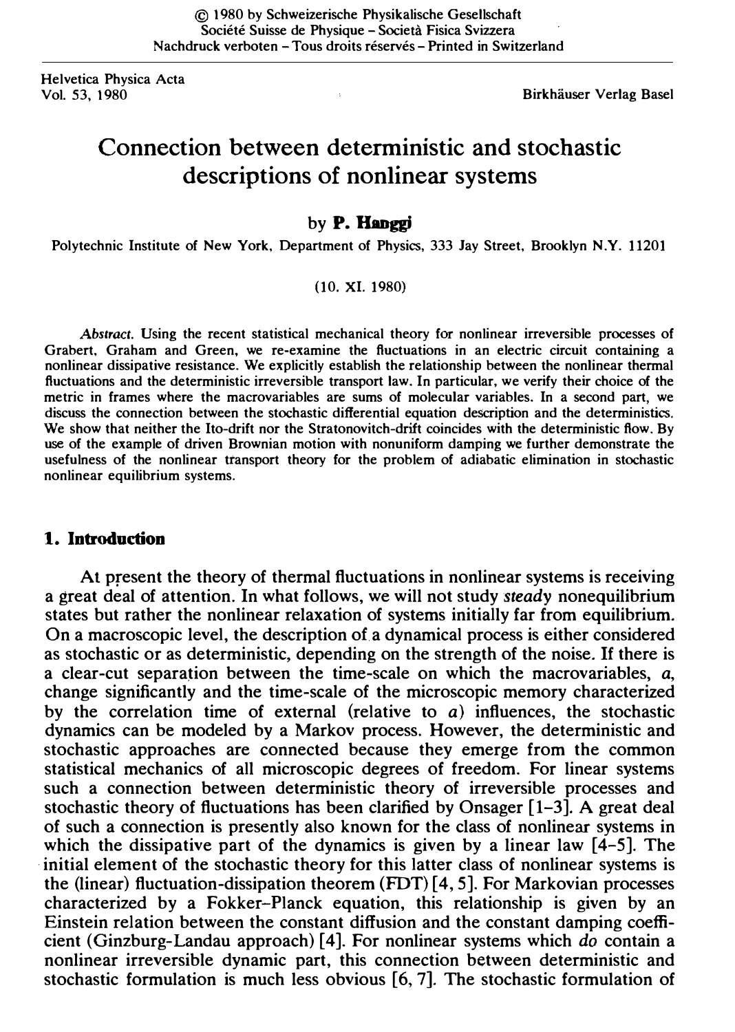© 1980 by Schweizerische Physikalische Gesellschaft
Société Suisse de Physique – Società Fisica Svizzera
Nachdruck verboten – Tous droits réservés – Printed in Switzerland

Helvetica Physica Acta
Vol. 53, 1980

Birkhäuser Verlag Basel

# Connection between deterministic and stochastic descriptions of nonlinear systems

by **P. Hanggi**

Polytechnic Institute of New York, Department of Physics, 333 Jay Street, Brooklyn N.Y. 11201

(10. XI. 1980)

*Abstract.* Using the recent statistical mechanical theory for nonlinear irreversible processes of Grabert, Graham and Green, we re-examine the fluctuations in an electric circuit containing a nonlinear dissipative resistance. We explicitly establish the relationship between the nonlinear thermal fluctuations and the deterministic irreversible transport law. In particular, we verify their choice of the metric in frames where the macrovariables are sums of molecular variables. In a second part, we discuss the connection between the stochastic differential equation description and the deterministics. We show that neither the Ito-drift nor the Stratonovitch-drift coincides with the deterministic flow. By use of the example of driven Brownian motion with nonuniform damping we further demonstrate the usefulness of the nonlinear transport theory for the problem of adiabatic elimination in stochastic nonlinear equilibrium systems.

## 1. Introduction

At present the theory of thermal fluctuations in nonlinear systems is receiving a great deal of attention. In what follows, we will not study *steady* nonequilibrium states but rather the nonlinear relaxation of systems initially far from equilibrium. On a macroscopic level, the description of a dynamical process is either considered as stochastic or as deterministic, depending on the strength of the noise. If there is a clear-cut separation between the time-scale on which the macrovariables, $a$, change significantly and the time-scale of the microscopic memory characterized by the correlation time of external (relative to $a$) influences, the stochastic dynamics can be modeled by a Markov process. However, the deterministic and stochastic approaches are connected because they emerge from the common statistical mechanics of all microscopic degrees of freedom. For linear systems such a connection between deterministic theory of irreversible processes and stochastic theory of fluctuations has been clarified by Onsager [1–3]. A great deal of such a connection is presently also known for the class of nonlinear systems in which the dissipative part of the dynamics is given by a linear law [4–5]. The initial element of the stochastic theory for this latter class of nonlinear systems is the (linear) fluctuation-dissipation theorem (FDT) [4, 5]. For Markovian processes characterized by a Fokker–Planck equation, this relationship is given by an Einstein relation between the constant diffusion and the constant damping coefficient (Ginzburg-Landau approach) [4]. For nonlinear systems which *do* contain a nonlinear irreversible dynamic part, this connection between deterministic and stochastic formulation is much less obvious [6, 7]. The stochastic formulation of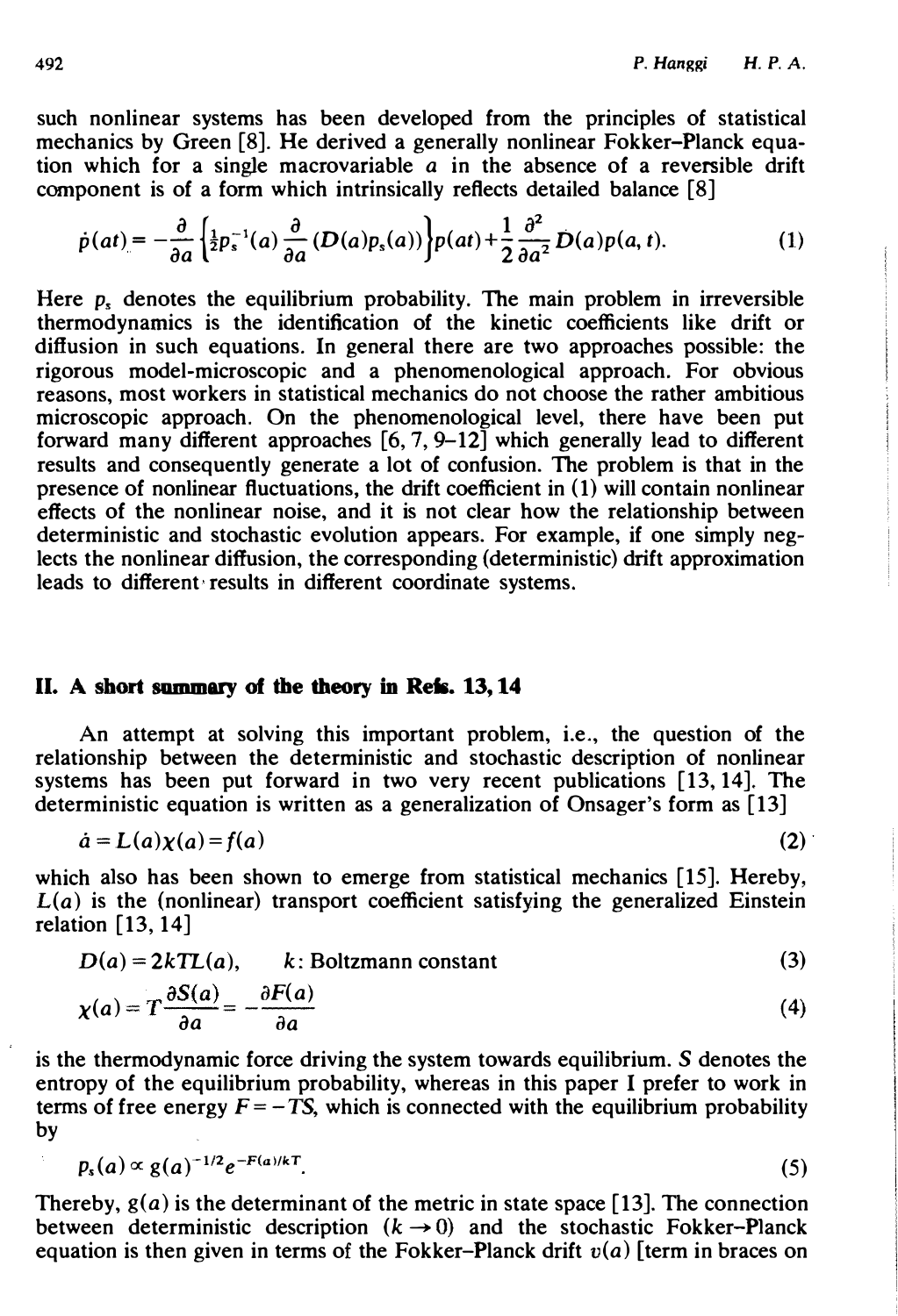such nonlinear systems has been developed from the principles of statistical mechanics by Green [8]. He derived a generally nonlinear Fokker–Planck equation which for a single macrovariable $a$ in the absence of a reversible drift component is of a form which intrinsically reflects detailed balance [8]

$$\dot{p}(at) = -\frac{\partial}{\partial a}\left\{\tfrac{1}{2}p_s^{-1}(a)\frac{\partial}{\partial a}(D(a)p_s(a))\right\}p(at) + \frac{1}{2}\frac{\partial^2}{\partial a^2}D(a)p(a,t). \tag{1}$$

Here $p_s$ denotes the equilibrium probability. The main problem in irreversible thermodynamics is the identification of the kinetic coefficients like drift or diffusion in such equations. In general there are two approaches possible: the rigorous model-microscopic and a phenomenological approach. For obvious reasons, most workers in statistical mechanics do not choose the rather ambitious microscopic approach. On the phenomenological level, there have been put forward many different approaches [6, 7, 9–12] which generally lead to different results and consequently generate a lot of confusion. The problem is that in the presence of nonlinear fluctuations, the drift coefficient in (1) will contain nonlinear effects of the nonlinear noise, and it is not clear how the relationship between deterministic and stochastic evolution appears. For example, if one simply neglects the nonlinear diffusion, the corresponding (deterministic) drift approximation leads to different results in different coordinate systems.

## II. A short summary of the theory in Refs. 13, 14

An attempt at solving this important problem, i.e., the question of the relationship between the deterministic and stochastic description of nonlinear systems has been put forward in two very recent publications [13, 14]. The deterministic equation is written as a generalization of Onsager's form as [13]

$$\dot{a} = L(a)\chi(a) = f(a) \tag{2}$$

which also has been shown to emerge from statistical mechanics [15]. Hereby, $L(a)$ is the (nonlinear) transport coefficient satisfying the generalized Einstein relation [13, 14]

$$D(a) = 2kTL(a), \qquad k\text{: Boltzmann constant} \tag{3}$$

$$\chi(a) = T\frac{\partial S(a)}{\partial a} = -\frac{\partial F(a)}{\partial a} \tag{4}$$

is the thermodynamic force driving the system towards equilibrium. $S$ denotes the entropy of the equilibrium probability, whereas in this paper I prefer to work in terms of free energy $F = -TS$, which is connected with the equilibrium probability by

$$p_s(a) \propto g(a)^{-1/2}e^{-F(a)/kT}. \tag{5}$$

Thereby, $g(a)$ is the determinant of the metric in state space [13]. The connection between deterministic description ($k \to 0$) and the stochastic Fokker–Planck equation is then given in terms of the Fokker–Planck drift $v(a)$ [term in braces on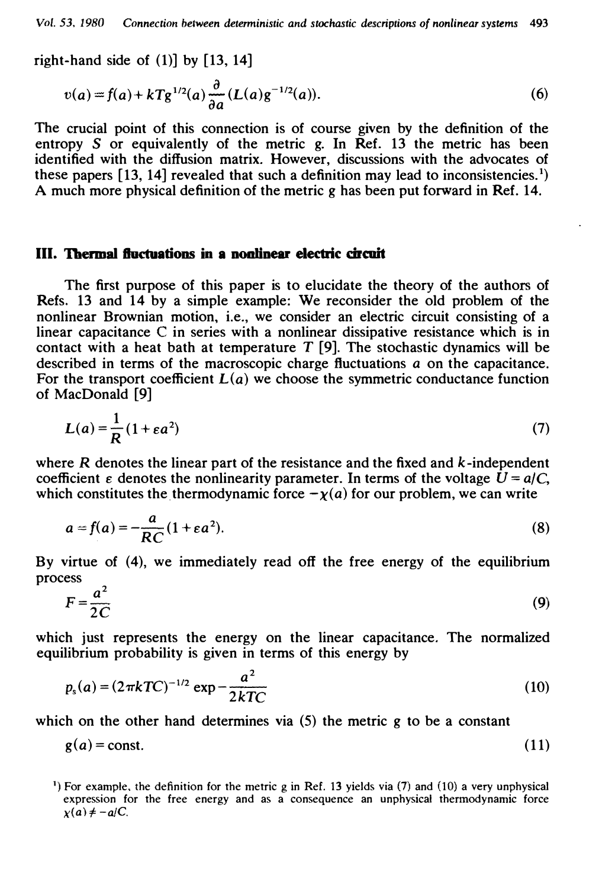right-hand side of (1)] by [13, 14]

$$v(a) = f(a) + kTg^{1/2}(a)\frac{\partial}{\partial a}(L(a)g^{-1/2}(a)). \tag{6}$$

The crucial point of this connection is of course given by the definition of the entropy $S$ or equivalently of the metric $g$. In Ref. 13 the metric has been identified with the diffusion matrix. However, discussions with the advocates of these papers [13, 14] revealed that such a definition may lead to inconsistencies.[1]) A much more physical definition of the metric $g$ has been put forward in Ref. 14.

## III. Thermal fluctuations in a nonlinear electric circuit

The first purpose of this paper is to elucidate the theory of the authors of Refs. 13 and 14 by a simple example: We reconsider the old problem of the nonlinear Brownian motion, i.e., we consider an electric circuit consisting of a linear capacitance C in series with a nonlinear dissipative resistance which is in contact with a heat bath at temperature $T$ [9]. The stochastic dynamics will be described in terms of the macroscopic charge fluctuations $a$ on the capacitance. For the transport coefficient $L(a)$ we choose the symmetric conductance function of MacDonald [9]

$$L(a) = \frac{1}{R}(1+\varepsilon a^2) \tag{7}$$

where $R$ denotes the linear part of the resistance and the fixed and $k$-independent coefficient $\varepsilon$ denotes the nonlinearity parameter. In terms of the voltage $U = a/C$, which constitutes the thermodynamic force $-\chi(a)$ for our problem, we can write

$$\dot{a} = f(a) = -\frac{a}{RC}(1+\varepsilon a^2). \tag{8}$$

By virtue of (4), we immediately read off the free energy of the equilibrium process

$$F = \frac{a^2}{2C} \tag{9}$$

which just represents the energy on the linear capacitance. The normalized equilibrium probability is given in terms of this energy by

$$p_s(a) = (2\pi kTC)^{-1/2} \exp -\frac{a^2}{2kTC} \tag{10}$$

which on the other hand determines via (5) the metric $g$ to be a constant

$$g(a) = \text{const.} \tag{11}$$

[1]) For example, the definition for the metric g in Ref. 13 yields via (7) and (10) a very unphysical expression for the free energy and as a consequence an unphysical thermodynamic force $\chi(a) \neq -a/C$.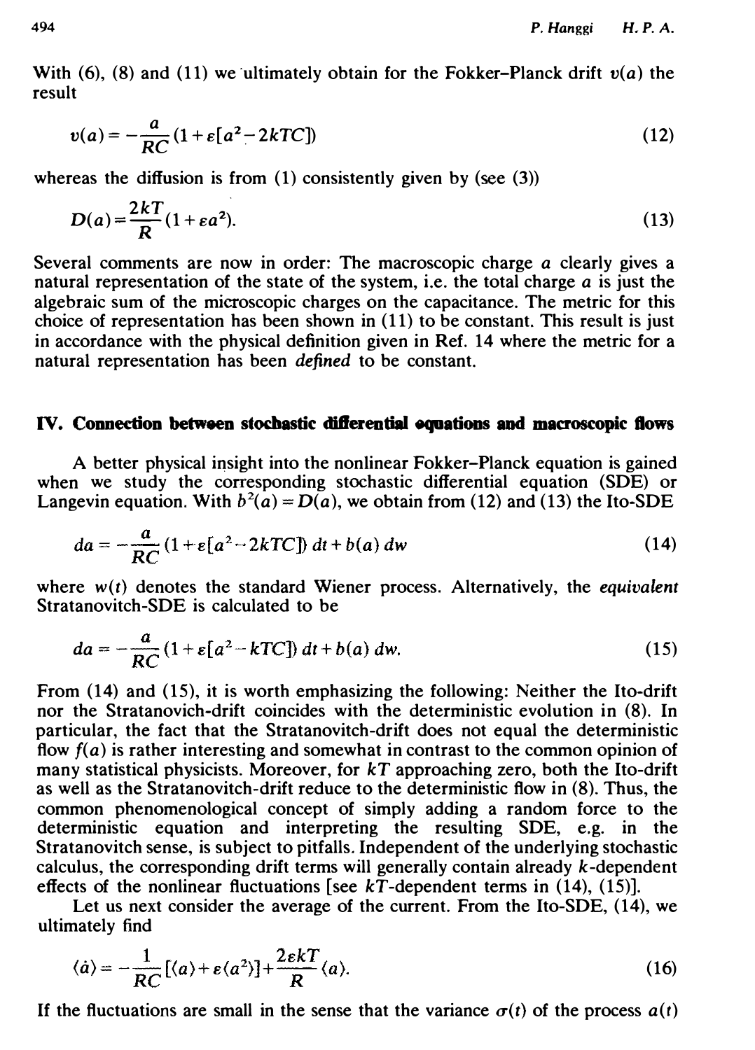With (6), (8) and (11) we ultimately obtain for the Fokker–Planck drift $v(a)$ the result

$$v(a) = -\frac{a}{RC}(1+\varepsilon[a^2 - 2kTC]) \tag{12}$$

whereas the diffusion is from (1) consistently given by (see (3))

$$D(a) = \frac{2kT}{R}(1+\varepsilon a^2). \tag{13}$$

Several comments are now in order: The macroscopic charge $a$ clearly gives a natural representation of the state of the system, i.e. the total charge $a$ is just the algebraic sum of the microscopic charges on the capacitance. The metric for this choice of representation has been shown in (11) to be constant. This result is just in accordance with the physical definition given in Ref. 14 where the metric for a natural representation has been *defined* to be constant.

## IV. Connection between stochastic differential equations and macroscopic flows

A better physical insight into the nonlinear Fokker–Planck equation is gained when we study the corresponding stochastic differential equation (SDE) or Langevin equation. With $b^2(a) = D(a)$, we obtain from (12) and (13) the Ito-SDE

$$da = -\frac{a}{RC}(1+\varepsilon[a^2 - 2kTC])\,dt + b(a)\,dw \tag{14}$$

where $w(t)$ denotes the standard Wiener process. Alternatively, the *equivalent* Stratanovitch-SDE is calculated to be

$$da = -\frac{a}{RC}(1+\varepsilon[a^2 - kTC])\,dt + b(a)\,dw. \tag{15}$$

From (14) and (15), it is worth emphasizing the following: Neither the Ito-drift nor the Stratanovich-drift coincides with the deterministic evolution in (8). In particular, the fact that the Stratanovitch-drift does not equal the deterministic flow $f(a)$ is rather interesting and somewhat in contrast to the common opinion of many statistical physicists. Moreover, for $kT$ approaching zero, both the Ito-drift as well as the Stratanovitch-drift reduce to the deterministic flow in (8). Thus, the common phenomenological concept of simply adding a random force to the deterministic equation and interpreting the resulting SDE, e.g. in the Stratanovitch sense, is subject to pitfalls. Independent of the underlying stochastic calculus, the corresponding drift terms will generally contain already $k$-dependent effects of the nonlinear fluctuations [see $kT$-dependent terms in (14), (15)].

Let us next consider the average of the current. From the Ito-SDE, (14), we ultimately find

$$\langle \dot{a} \rangle = -\frac{1}{RC}[\langle a \rangle + \varepsilon \langle a^3 \rangle] + \frac{2\varepsilon kT}{R}\langle a \rangle. \tag{16}$$

If the fluctuations are small in the sense that the variance $\sigma(t)$ of the process $a(t)$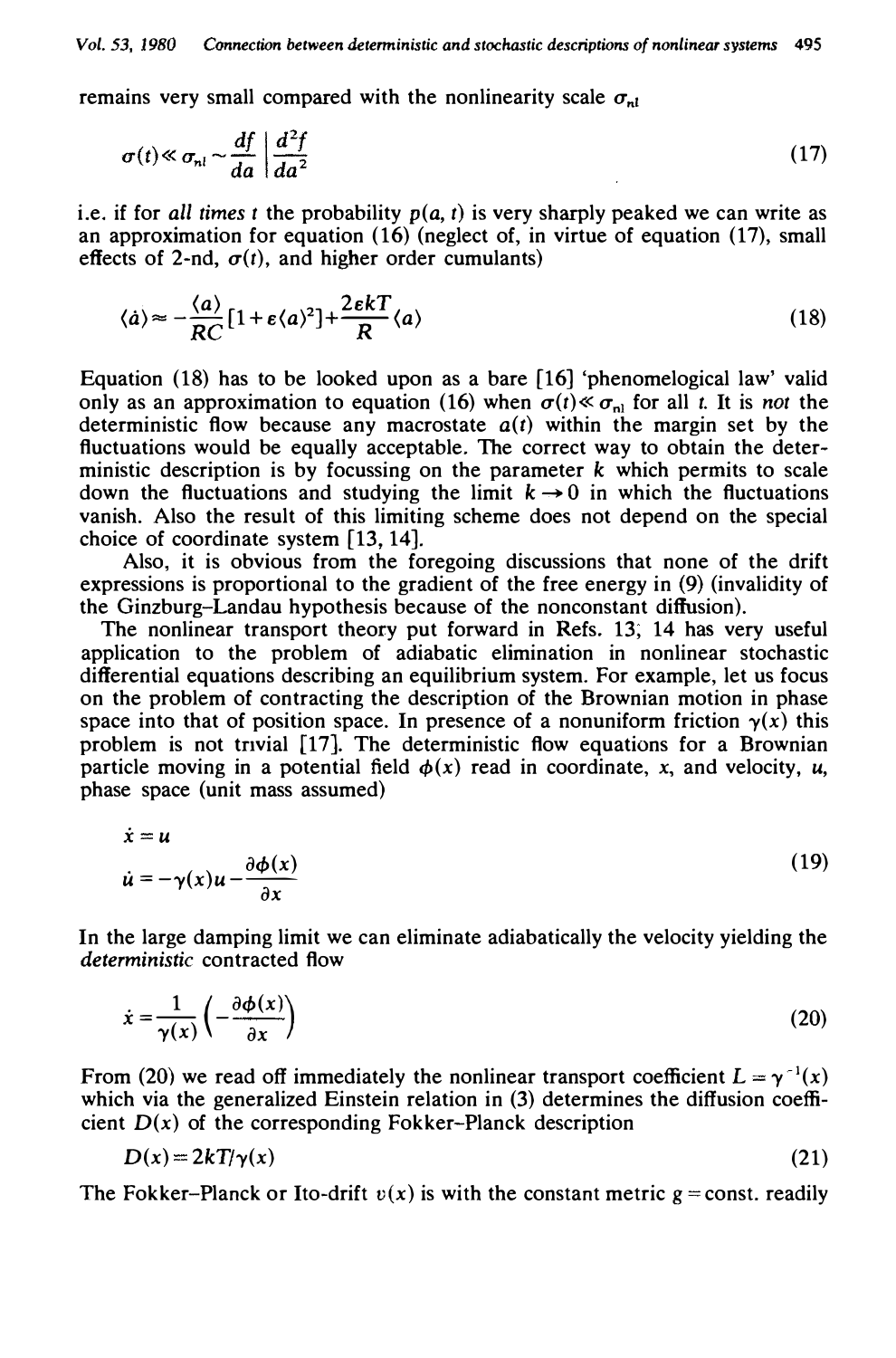remains very small compared with the nonlinearity scale $\sigma_{nl}$

$$\sigma(t) \ll \sigma_{nl} \sim \frac{df}{da} \Big| \frac{d^2f}{da^2} \tag{17}$$

i.e. if for *all times* $t$ the probability $p(a, t)$ is very sharply peaked we can write as an approximation for equation (16) (neglect of, in virtue of equation (17), small effects of 2-nd, $\sigma(t)$, and higher order cumulants)

$$\langle \dot{a} \rangle \approx -\frac{\langle a \rangle}{RC}[1+\varepsilon\langle a \rangle^2] + \frac{2\varepsilon kT}{R}\langle a \rangle \tag{18}$$

Equation (18) has to be looked upon as a bare [16] 'phenomelogical law' valid only as an approximation to equation (16) when $\sigma(t) \ll \sigma_{nl}$ for all $t$. It is *not* the deterministic flow because any macrostate $a(t)$ within the margin set by the fluctuations would be equally acceptable. The correct way to obtain the deterministic description is by focussing on the parameter $k$ which permits to scale down the fluctuations and studying the limit $k \to 0$ in which the fluctuations vanish. Also the result of this limiting scheme does not depend on the special choice of coordinate system [13, 14].

Also, it is obvious from the foregoing discussions that none of the drift expressions is proportional to the gradient of the free energy in (9) (invalidity of the Ginzburg–Landau hypothesis because of the nonconstant diffusion).

The nonlinear transport theory put forward in Refs. 13, 14 has very useful application to the problem of adiabatic elimination in nonlinear stochastic differential equations describing an equilibrium system. For example, let us focus on the problem of contracting the description of the Brownian motion in phase space into that of position space. In presence of a nonuniform friction $\gamma(x)$ this problem is not trivial [17]. The deterministic flow equations for a Brownian particle moving in a potential field $\phi(x)$ read in coordinate, $x$, and velocity, $u$, phase space (unit mass assumed)

$$\begin{aligned} \dot{x} &= u \\ \dot{u} &= -\gamma(x)u - \frac{\partial \phi(x)}{\partial x} \end{aligned} \tag{19}$$

In the large damping limit we can eliminate adiabatically the velocity yielding the *deterministic* contracted flow

$$\dot{x} = \frac{1}{\gamma(x)}\left(-\frac{\partial \phi(x)}{\partial x}\right) \tag{20}$$

From (20) we read off immediately the nonlinear transport coefficient $L = \gamma^{-1}(x)$ which via the generalized Einstein relation in (3) determines the diffusion coefficient $D(x)$ of the corresponding Fokker–Planck description

$$D(x) = 2kT/\gamma(x) \tag{21}$$

The Fokker–Planck or Ito-drift $v(x)$ is with the constant metric $g = \text{const.}$ readily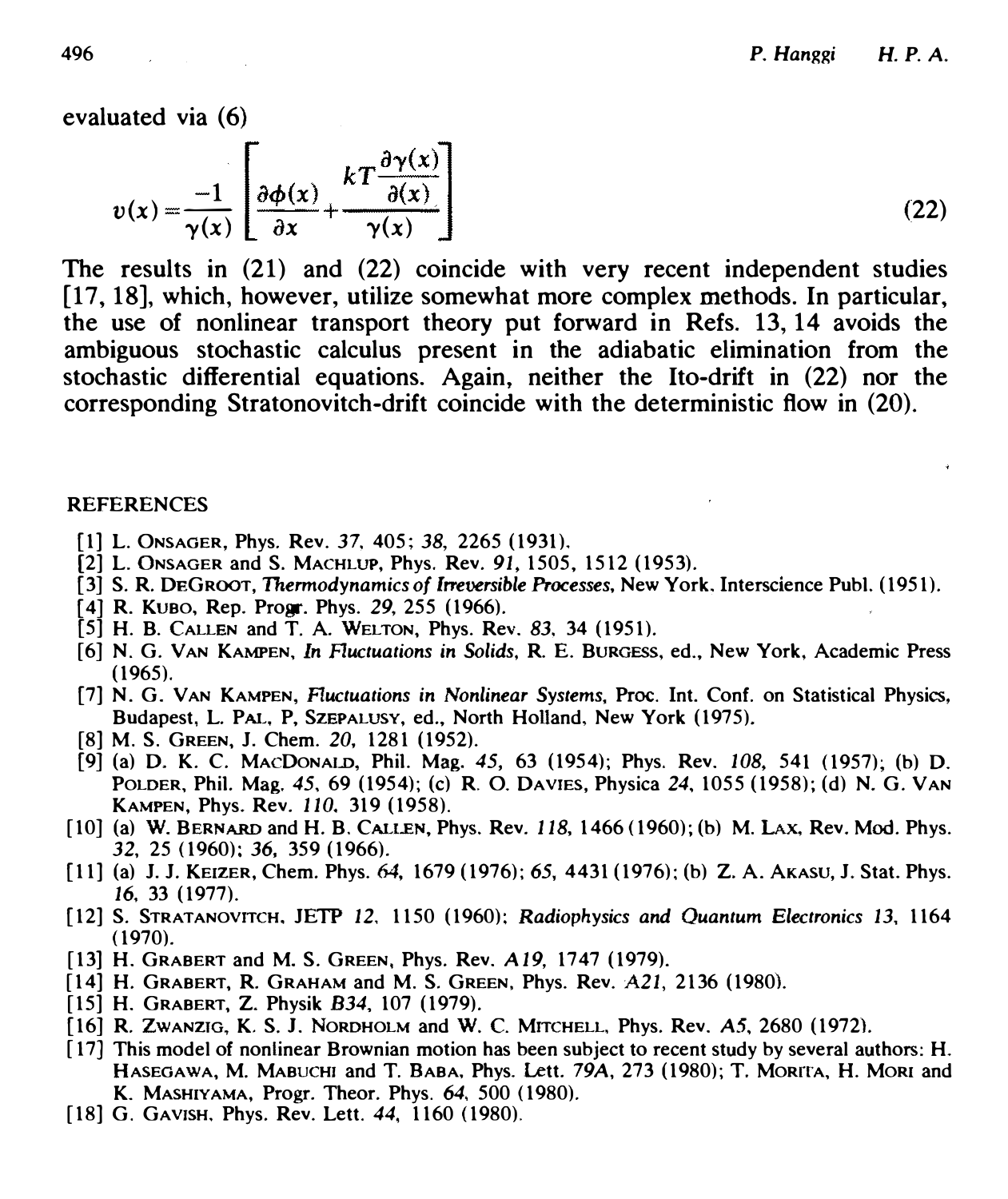evaluated via (6)

$$v(x) = \frac{-1}{\gamma(x)} \left[ \frac{\partial \phi(x)}{\partial x} + \frac{kT \dfrac{\partial \gamma(x)}{\partial (x)}}{\gamma(x)} \right] \tag{22}$$

The results in (21) and (22) coincide with very recent independent studies [17, 18], which, however, utilize somewhat more complex methods. In particular, the use of nonlinear transport theory put forward in Refs. 13, 14 avoids the ambiguous stochastic calculus present in the adiabatic elimination from the stochastic differential equations. Again, neither the Ito-drift in (22) nor the corresponding Stratonovitch-drift coincide with the deterministic flow in (20).

## REFERENCES

[1] L. ONSAGER, Phys. Rev. *37*, 405; *38*, 2265 (1931).
[2] L. ONSAGER and S. MACHLUP, Phys. Rev. *91*, 1505, 1512 (1953).
[3] S. R. DEGROOT, *Thermodynamics of Irreversible Processes*, New York, Interscience Publ. (1951).
[4] R. KUBO, Rep. Progr. Phys. *29*, 255 (1966).
[5] H. B. CALLEN and T. A. WELTON, Phys. Rev. *83*, 34 (1951).
[6] N. G. VAN KAMPEN, *In Fluctuations in Solids*, R. E. BURGESS, ed., New York, Academic Press (1965).
[7] N. G. VAN KAMPEN, *Fluctuations in Nonlinear Systems*, Proc. Int. Conf. on Statistical Physics, Budapest, L. PAL, P, SZEPALUSY, ed., North Holland, New York (1975).
[8] M. S. GREEN, J. Chem. *20*, 1281 (1952).
[9] (a) D. K. C. MACDONALD, Phil. Mag. *45*, 63 (1954); Phys. Rev. *108*, 541 (1957); (b) D. POLDER, Phil. Mag. *45*, 69 (1954); (c) R. O. DAVIES, Physica *24*, 1055 (1958); (d) N. G. VAN KAMPEN, Phys. Rev. *110*, 319 (1958).
[10] (a) W. BERNARD and H. B. CALLEN, Phys. Rev. *118*, 1466 (1960); (b) M. LAX, Rev. Mod. Phys. *32*, 25 (1960); *36*, 359 (1966).
[11] (a) J. J. KEIZER, Chem. Phys. *64*, 1679 (1976); *65*, 4431 (1976); (b) Z. A. AKASU, J. Stat. Phys. *16*, 33 (1977).
[12] S. STRATANOVITCH, JETP *12*, 1150 (1960); *Radiophysics and Quantum Electronics 13*, 1164 (1970).
[13] H. GRABERT and M. S. GREEN, Phys. Rev. *A19*, 1747 (1979).
[14] H. GRABERT, R. GRAHAM and M. S. GREEN, Phys. Rev. *A21*, 2136 (1980).
[15] H. GRABERT, Z. Physik *B34*, 107 (1979).
[16] R. ZWANZIG, K. S. J. NORDHOLM and W. C. MITCHELL, Phys. Rev. *A5*, 2680 (1972).
[17] This model of nonlinear Brownian motion has been subject to recent study by several authors: H. HASEGAWA, M. MABUCHI and T. BABA, Phys. Lett. *79A*, 273 (1980); T. MORITA, H. MORI and K. MASHIYAMA, Progr. Theor. Phys. *64*, 500 (1980).
[18] G. GAVISH, Phys. Rev. Lett. *44*, 1160 (1980).